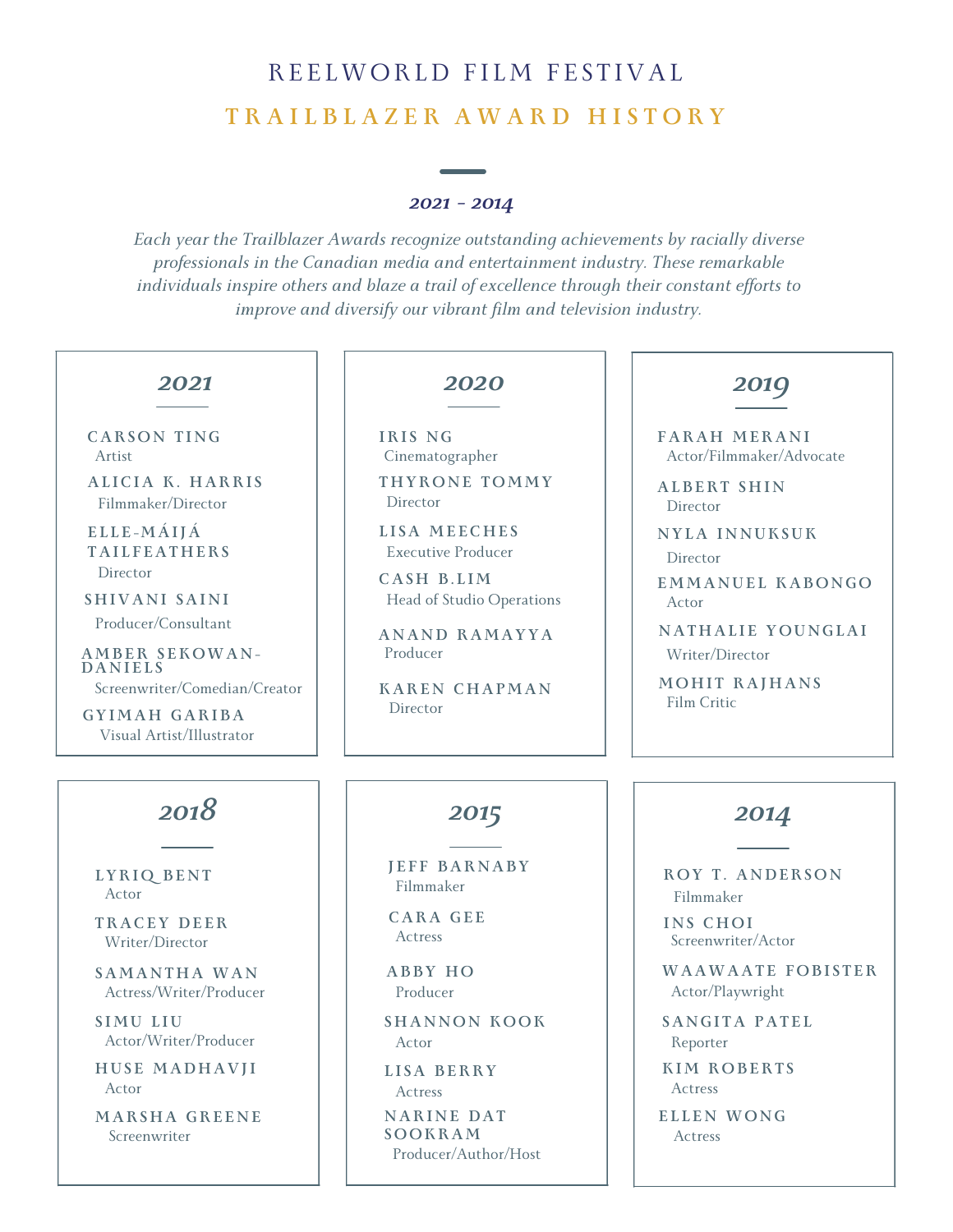# REELWORLD FILM FESTIVAL

## TRAILBLAZER AWARD HISTORY

***2021 - 2014***

*Each year the Trailblazer Awards recognize outstanding achievements by racially diverse professionals in the Canadian media and entertainment industry. These remarkable individuals inspire others and blaze a trail of excellence through their constant efforts to improve and diversify our vibrant film and television industry.*

### 2021

**CARSON TING**
Artist

**ALICIA K. HARRIS**
Filmmaker/Director

**ELLE-MÁIJÁ TAILFEATHERS**
Director

**SHIVANI SAINI**
Producer/Consultant

**AMBER SEKOWAN-DANIELS**
Screenwriter/Comedian/Creator

**GYIMAH GARIBA**
Visual Artist/Illustrator

### 2020

**IRIS NG**
Cinematographer

**THYRONE TOMMY**
Director

**LISA MEECHES**
Executive Producer

**CASH B.LIM**
Head of Studio Operations

**ANAND RAMAYYA**
Producer

**KAREN CHAPMAN**
Director

### 2019

**FARAH MERANI**
Actor/Filmmaker/Advocate

**ALBERT SHIN**
Director

**NYLA INNUKSUK**
Director

**EMMANUEL KABONGO**
Actor

**NATHALIE YOUNGLAI**
Writer/Director

**MOHIT RAJHANS**
Film Critic

### 2018

**LYRIQ BENT**
Actor

**TRACEY DEER**
Writer/Director

**SAMANTHA WAN**
Actress/Writer/Producer

**SIMU LIU**
Actor/Writer/Producer

**HUSE MADHAVJI**
Actor

**MARSHA GREENE**
Screenwriter

### 2015

**JEFF BARNABY**
Filmmaker

**CARA GEE**
Actress

**ABBY HO**
Producer

**SHANNON KOOK**
Actor

**LISA BERRY**
Actress

**NARINE DAT SOOKRAM**
Producer/Author/Host

### 2014

**ROY T. ANDERSON**
Filmmaker

**INS CHOI**
Screenwriter/Actor

**WAAWAATE FOBISTER**
Actor/Playwright

**SANGITA PATEL**
Reporter

**KIM ROBERTS**
Actress

**ELLEN WONG**
Actress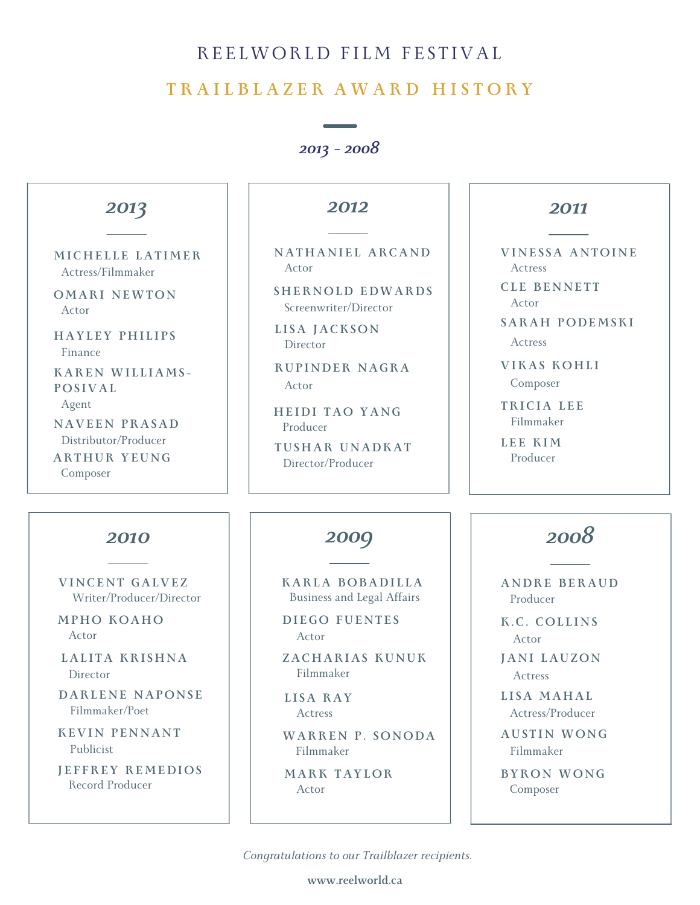# REELWORLD FILM FESTIVAL

## TRAILBLAZER AWARD HISTORY

*2013 - 2008*

### 2013

**MICHELLE LATIMER**
Actress/Filmmaker

**OMARI NEWTON**
Actor

**HAYLEY PHILIPS**
Finance

**KAREN WILLIAMS-POSIVAL**
Agent

**NAVEEN PRASAD**
Distributor/Producer

**ARTHUR YEUNG**
Composer

### 2012

**NATHANIEL ARCAND**
Actor

**SHERNOLD EDWARDS**
Screenwriter/Director

**LISA JACKSON**
Director

**RUPINDER NAGRA**
Actor

**HEIDI TAO YANG**
Producer

**TUSHAR UNADKAT**
Director/Producer

### 2011

**VINESSA ANTOINE**
Actress

**CLE BENNETT**
Actor

**SARAH PODEMSKI**
Actress

**VIKAS KOHLI**
Composer

**TRICIA LEE**
Filmmaker

**LEE KIM**
Producer

### 2010

**VINCENT GALVEZ**
Writer/Producer/Director

**MPHO KOAHO**
Actor

**LALITA KRISHNA**
Director

**DARLENE NAPONSE**
Filmmaker/Poet

**KEVIN PENNANT**
Publicist

**JEFFREY REMEDIOS**
Record Producer

### 2009

**KARLA BOBADILLA**
Business and Legal Affairs

**DIEGO FUENTES**
Actor

**ZACHARIAS KUNUK**
Filmmaker

**LISA RAY**
Actress

**WARREN P. SONODA**
Filmmaker

**MARK TAYLOR**
Actor

### 2008

**ANDRE BERAUD**
Producer

**K.C. COLLINS**
Actor

**JANI LAUZON**
Actress

**LISA MAHAL**
Actress/Producer

**AUSTIN WONG**
Filmmaker

**BYRON WONG**
Composer

*Congratulations to our Trailblazer recipients.*

**www.reelworld.ca**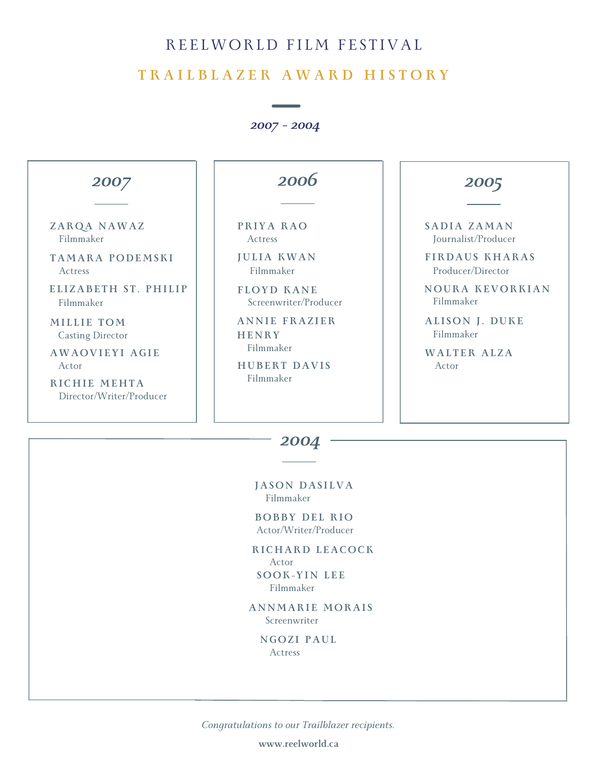# REELWORLD FILM FESTIVAL

## TRAILBLAZER AWARD HISTORY

*2007 - 2004*

### *2007*

**ZARQA NAWAZ**
Filmmaker

**TAMARA PODEMSKI**
Actress

**ELIZABETH ST. PHILIP**
Filmmaker

**MILLIE TOM**
Casting Director

**AWAOVIEYI AGIE**
Actor

**RICHIE MEHTA**
Director/Writer/Producer

### *2006*

**PRIYA RAO**
Actress

**JULIA KWAN**
Filmmaker

**FLOYD KANE**
Screenwriter/Producer

**ANNIE FRAZIER HENRY**
Filmmaker

**HUBERT DAVIS**
Filmmaker

### *2005*

**SADIA ZAMAN**
Journalist/Producer

**FIRDAUS KHARAS**
Producer/Director

**NOURA KEVORKIAN**
Filmmaker

**ALISON J. DUKE**
Filmmaker

**WALTER ALZA**
Actor

### *2004*

**JASON DASILVA**
Filmmaker

**BOBBY DEL RIO**
Actor/Writer/Producer

**RICHARD LEACOCK**
Actor

**SOOK-YIN LEE**
Filmmaker

**ANNMARIE MORAIS**
Screenwriter

**NGOZI PAUL**
Actress

*Congratulations to our Trailblazer recipients.*

**www.reelworld.ca**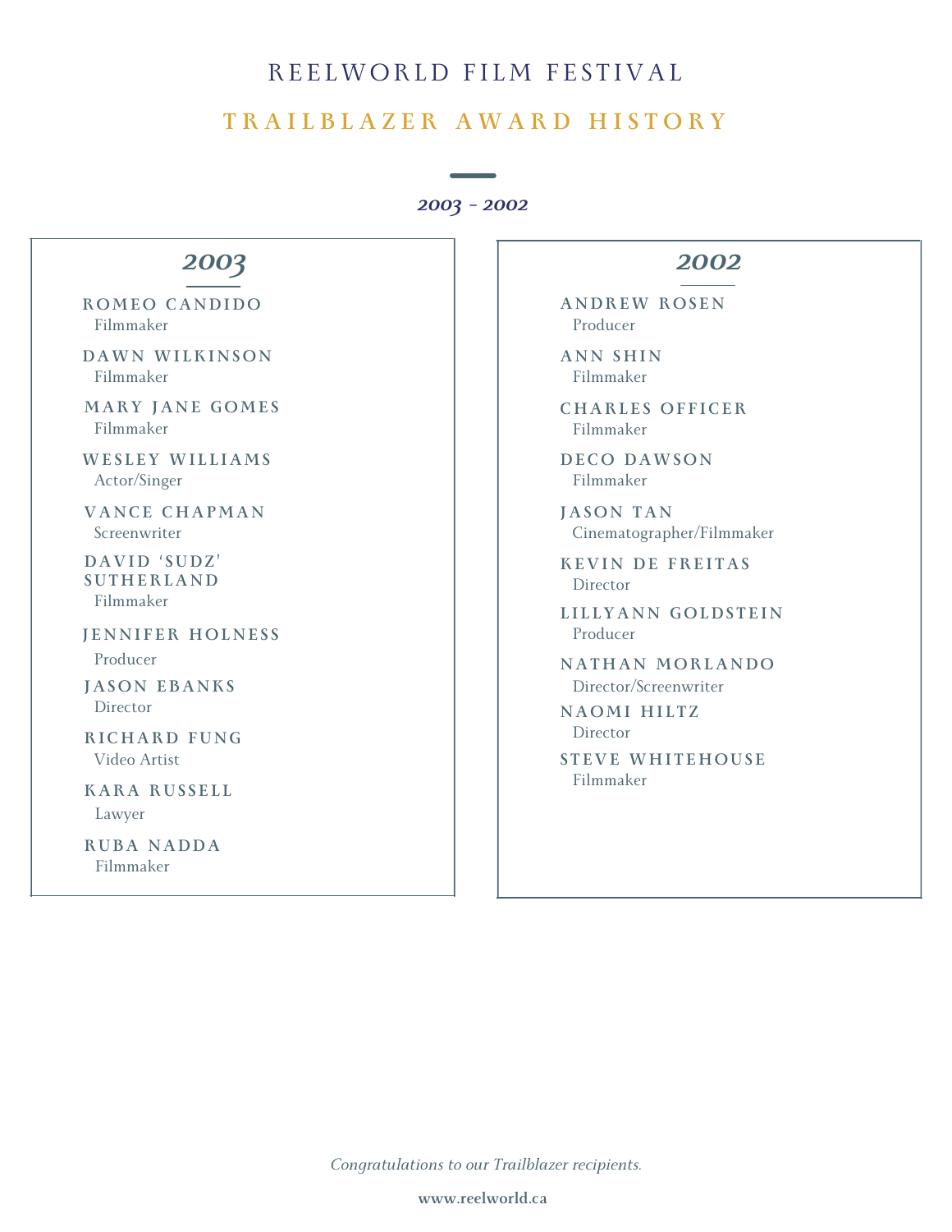# REELWORLD FILM FESTIVAL

## TRAILBLAZER AWARD HISTORY

*2003 - 2002*

### 2003

**ROMEO CANDIDO**
Filmmaker

**DAWN WILKINSON**
Filmmaker

**MARY JANE GOMES**
Filmmaker

**WESLEY WILLIAMS**
Actor/Singer

**VANCE CHAPMAN**
Screenwriter

**DAVID 'SUDZ' SUTHERLAND**
Filmmaker

**JENNIFER HOLNESS**
Producer

**JASON EBANKS**
Director

**RICHARD FUNG**
Video Artist

**KARA RUSSELL**
Lawyer

**RUBA NADDA**
Filmmaker

### 2002

**ANDREW ROSEN**
Producer

**ANN SHIN**
Filmmaker

**CHARLES OFFICER**
Filmmaker

**DECO DAWSON**
Filmmaker

**JASON TAN**
Cinematographer/Filmmaker

**KEVIN DE FREITAS**
Director

**LILLYANN GOLDSTEIN**
Producer

**NATHAN MORLANDO**
Director/Screenwriter

**NAOMI HILTZ**
Director

**STEVE WHITEHOUSE**
Filmmaker

*Congratulations to our Trailblazer recipients.*

**www.reelworld.ca**